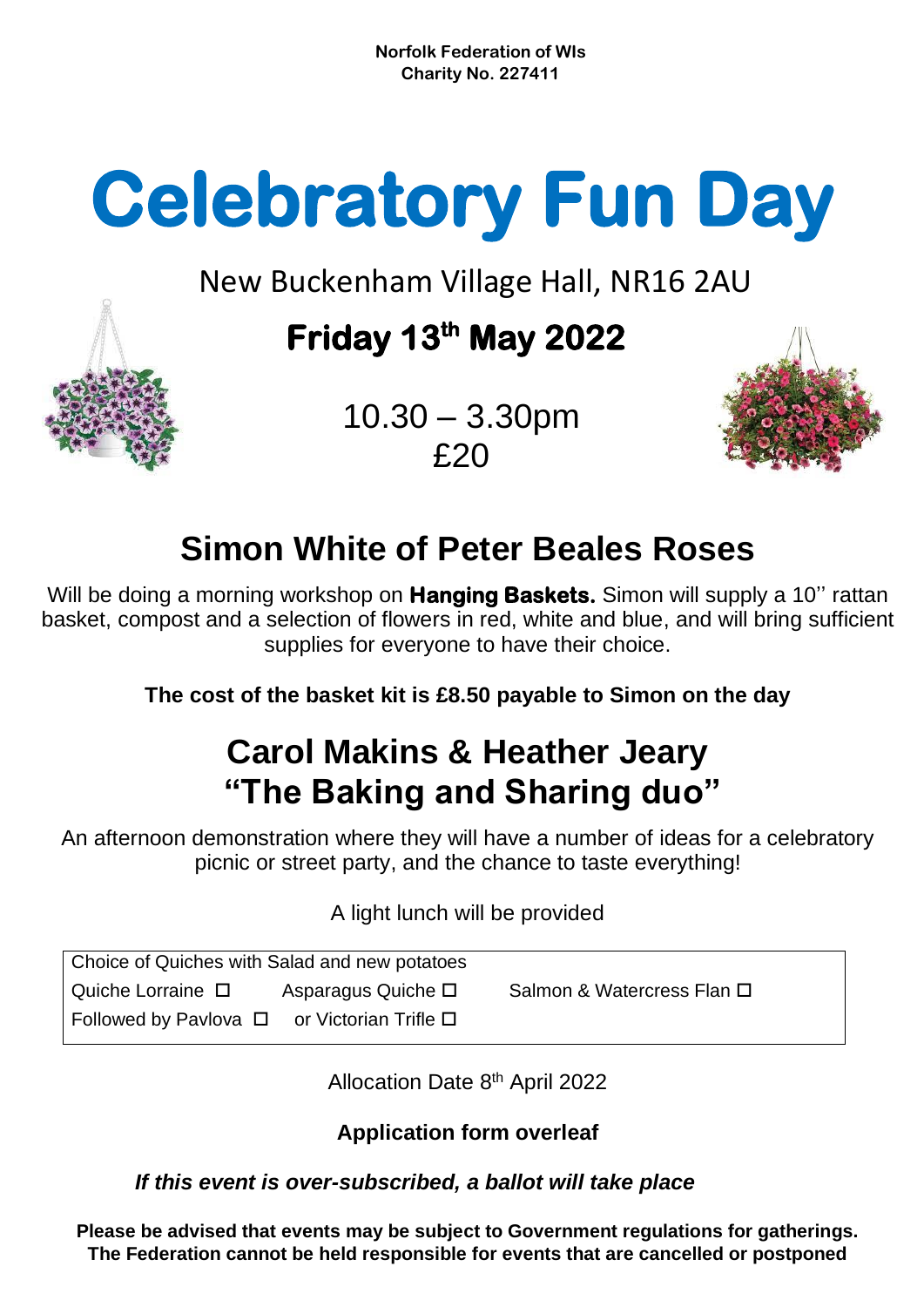**Norfolk Federation of WIs**
**Charity No. 227411**

# Celebratory Fun Day

New Buckenham Village Hall, NR16 2AU

## Friday 13th May 2022

10.30 – 3.30pm
£20

## Simon White of Peter Beales Roses

Will be doing a morning workshop on **Hanging Baskets.** Simon will supply a 10'' rattan basket, compost and a selection of flowers in red, white and blue, and will bring sufficient supplies for everyone to have their choice.

**The cost of the basket kit is £8.50 payable to Simon on the day**

## Carol Makins & Heather Jeary "The Baking and Sharing duo"

An afternoon demonstration where they will have a number of ideas for a celebratory picnic or street party, and the chance to taste everything!

A light lunch will be provided

| Choice of Quiches with Salad and new potatoes | | |
|---|---|---|
| Quiche Lorraine ☐ | Asparagus Quiche ☐ | Salmon & Watercress Flan ☐ |
| Followed by Pavlova ☐ | or Victorian Trifle ☐ | |

Allocation Date 8th April 2022

**Application form overleaf**

***If this event is over-subscribed, a ballot will take place***

**Please be advised that events may be subject to Government regulations for gatherings. The Federation cannot be held responsible for events that are cancelled or postponed**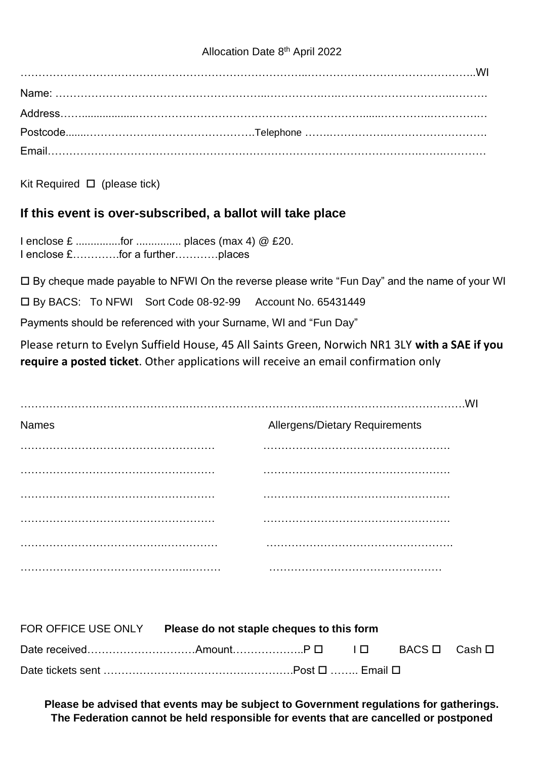Allocation Date 8th April 2022

……………………………………………………………………………………………………………………WI

Name: ……………………………………………………………………………………………………………

Address……………………………………………………………………………………………………………

Postcode……………………………………………….Telephone …………………………………………………

Email………………………………………………………………………………………………………………

Kit Required ☐ (please tick)

## If this event is over-subscribed, a ballot will take place

I enclose £ ...............for ............... places (max 4) @ £20.
I enclose £………….for a further…………places

☐ By cheque made payable to NFWI On the reverse please write "Fun Day" and the name of your WI

☐ By BACS: To NFWI Sort Code 08-92-99 Account No. 65431449

Payments should be referenced with your Surname, WI and "Fun Day"

Please return to Evelyn Suffield House, 45 All Saints Green, Norwich NR1 3LY **with a SAE if you require a posted ticket**. Other applications will receive an email confirmation only

……………………………………………………………………………………………………………………WI

| Names | Allergens/Dietary Requirements |
|---|---|
| ……………………………………………… | …………………………………………… |
| ……………………………………………… | …………………………………………… |
| ……………………………………………… | …………………………………………… |
| ……………………………………………… | …………………………………………… |
| ……………………………………………… | …………………………………………… |
| ……………………………………………… | …………………………………………… |

FOR OFFICE USE ONLY **Please do not staple cheques to this form**

Date received…………………………Amount………………..P ☐ I ☐ BACS ☐ Cash ☐

Date tickets sent ……………………………………………….Post ☐ …….. Email ☐

**Please be advised that events may be subject to Government regulations for gatherings. The Federation cannot be held responsible for events that are cancelled or postponed**